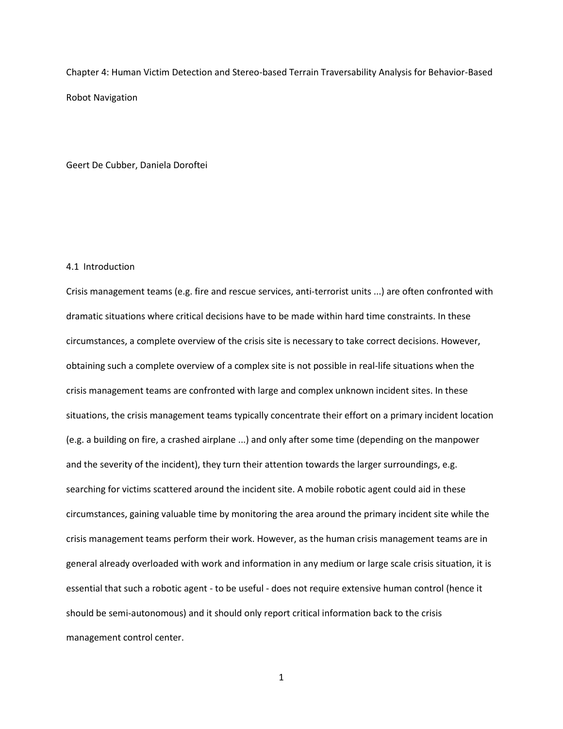# Chapter 4: Human Victim Detection and Stereo-based Terrain Traversability Analysis for Behavior-Based Robot Navigation

Geert De Cubber, Daniela Doroftei

## 4.1 Introduction

Crisis management teams (e.g. fire and rescue services, anti-terrorist units ...) are often confronted with dramatic situations where critical decisions have to be made within hard time constraints. In these circumstances, a complete overview of the crisis site is necessary to take correct decisions. However, obtaining such a complete overview of a complex site is not possible in real-life situations when the crisis management teams are confronted with large and complex unknown incident sites. In these situations, the crisis management teams typically concentrate their effort on a primary incident location (e.g. a building on fire, a crashed airplane ...) and only after some time (depending on the manpower and the severity of the incident), they turn their attention towards the larger surroundings, e.g. searching for victims scattered around the incident site. A mobile robotic agent could aid in these circumstances, gaining valuable time by monitoring the area around the primary incident site while the crisis management teams perform their work. However, as the human crisis management teams are in general already overloaded with work and information in any medium or large scale crisis situation, it is essential that such a robotic agent - to be useful - does not require extensive human control (hence it should be semi-autonomous) and it should only report critical information back to the crisis management control center.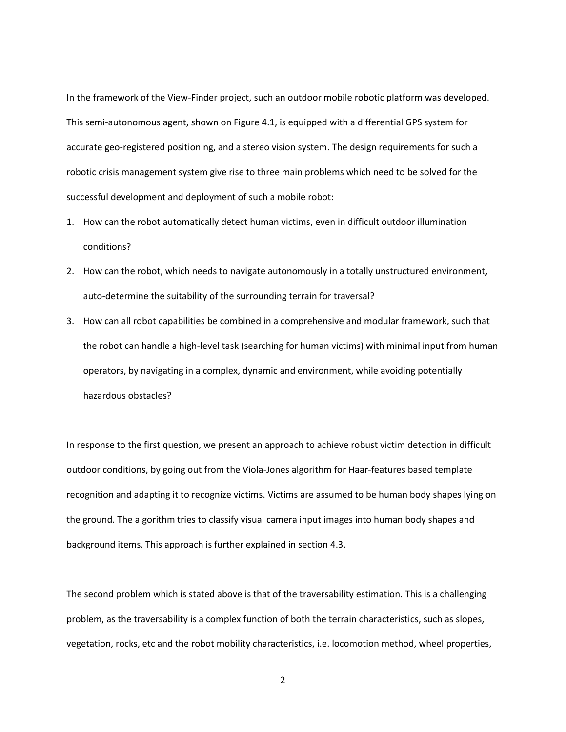In the framework of the View-Finder project, such an outdoor mobile robotic platform was developed. This semi-autonomous agent, shown on Figure 4.1, is equipped with a differential GPS system for accurate geo-registered positioning, and a stereo vision system. The design requirements for such a robotic crisis management system give rise to three main problems which need to be solved for the successful development and deployment of such a mobile robot:

1. How can the robot automatically detect human victims, even in difficult outdoor illumination conditions?
2. How can the robot, which needs to navigate autonomously in a totally unstructured environment, auto-determine the suitability of the surrounding terrain for traversal?
3. How can all robot capabilities be combined in a comprehensive and modular framework, such that the robot can handle a high-level task (searching for human victims) with minimal input from human operators, by navigating in a complex, dynamic and environment, while avoiding potentially hazardous obstacles?

In response to the first question, we present an approach to achieve robust victim detection in difficult outdoor conditions, by going out from the Viola-Jones algorithm for Haar-features based template recognition and adapting it to recognize victims. Victims are assumed to be human body shapes lying on the ground. The algorithm tries to classify visual camera input images into human body shapes and background items. This approach is further explained in section 4.3.

The second problem which is stated above is that of the traversability estimation. This is a challenging problem, as the traversability is a complex function of both the terrain characteristics, such as slopes, vegetation, rocks, etc and the robot mobility characteristics, i.e. locomotion method, wheel properties,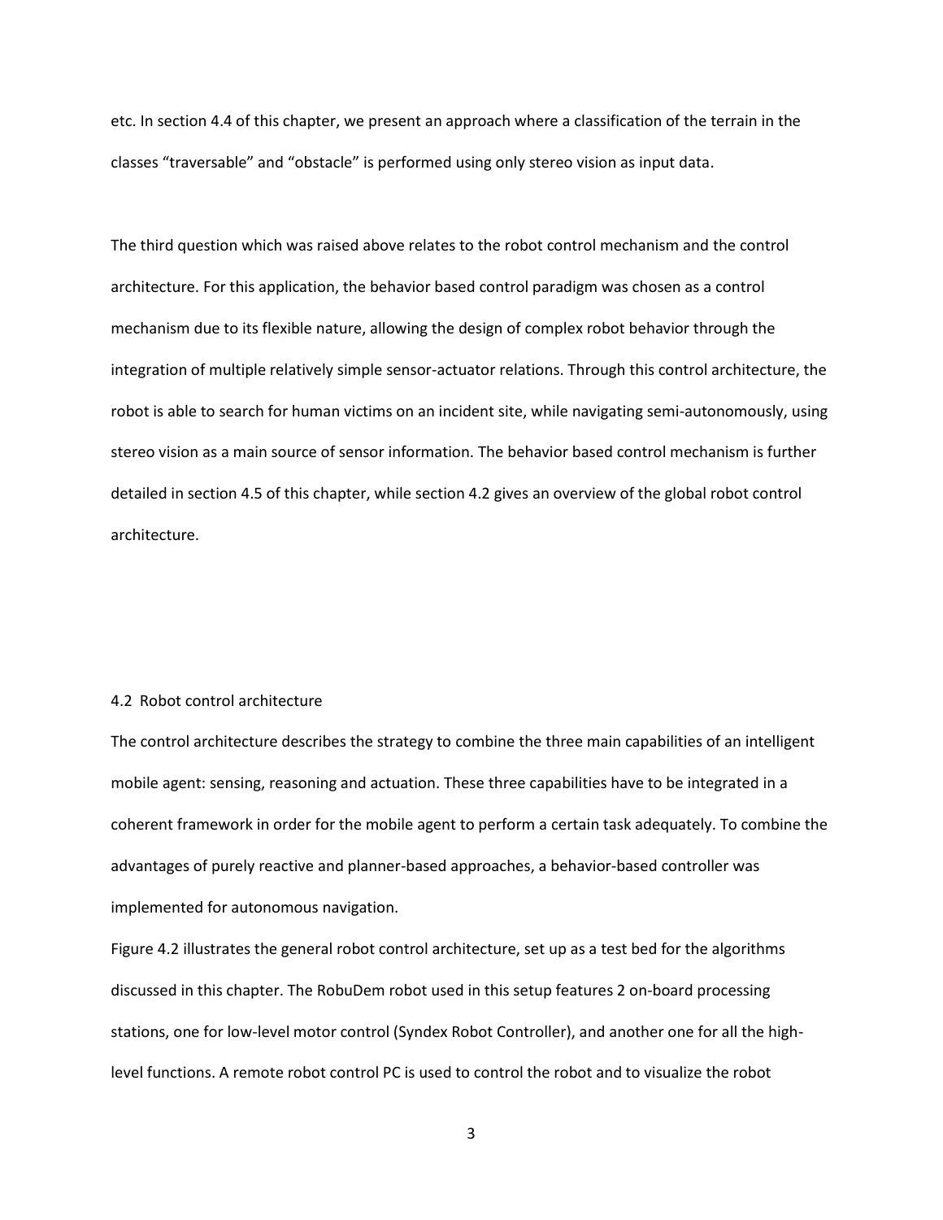etc. In section 4.4 of this chapter, we present an approach where a classification of the terrain in the classes “traversable” and “obstacle” is performed using only stereo vision as input data.

The third question which was raised above relates to the robot control mechanism and the control architecture. For this application, the behavior based control paradigm was chosen as a control mechanism due to its flexible nature, allowing the design of complex robot behavior through the integration of multiple relatively simple sensor-actuator relations. Through this control architecture, the robot is able to search for human victims on an incident site, while navigating semi-autonomously, using stereo vision as a main source of sensor information. The behavior based control mechanism is further detailed in section 4.5 of this chapter, while section 4.2 gives an overview of the global robot control architecture.

## 4.2 Robot control architecture

The control architecture describes the strategy to combine the three main capabilities of an intelligent mobile agent: sensing, reasoning and actuation. These three capabilities have to be integrated in a coherent framework in order for the mobile agent to perform a certain task adequately. To combine the advantages of purely reactive and planner-based approaches, a behavior-based controller was implemented for autonomous navigation.

Figure 4.2 illustrates the general robot control architecture, set up as a test bed for the algorithms discussed in this chapter. The RobuDem robot used in this setup features 2 on-board processing stations, one for low-level motor control (Syndex Robot Controller), and another one for all the high-level functions. A remote robot control PC is used to control the robot and to visualize the robot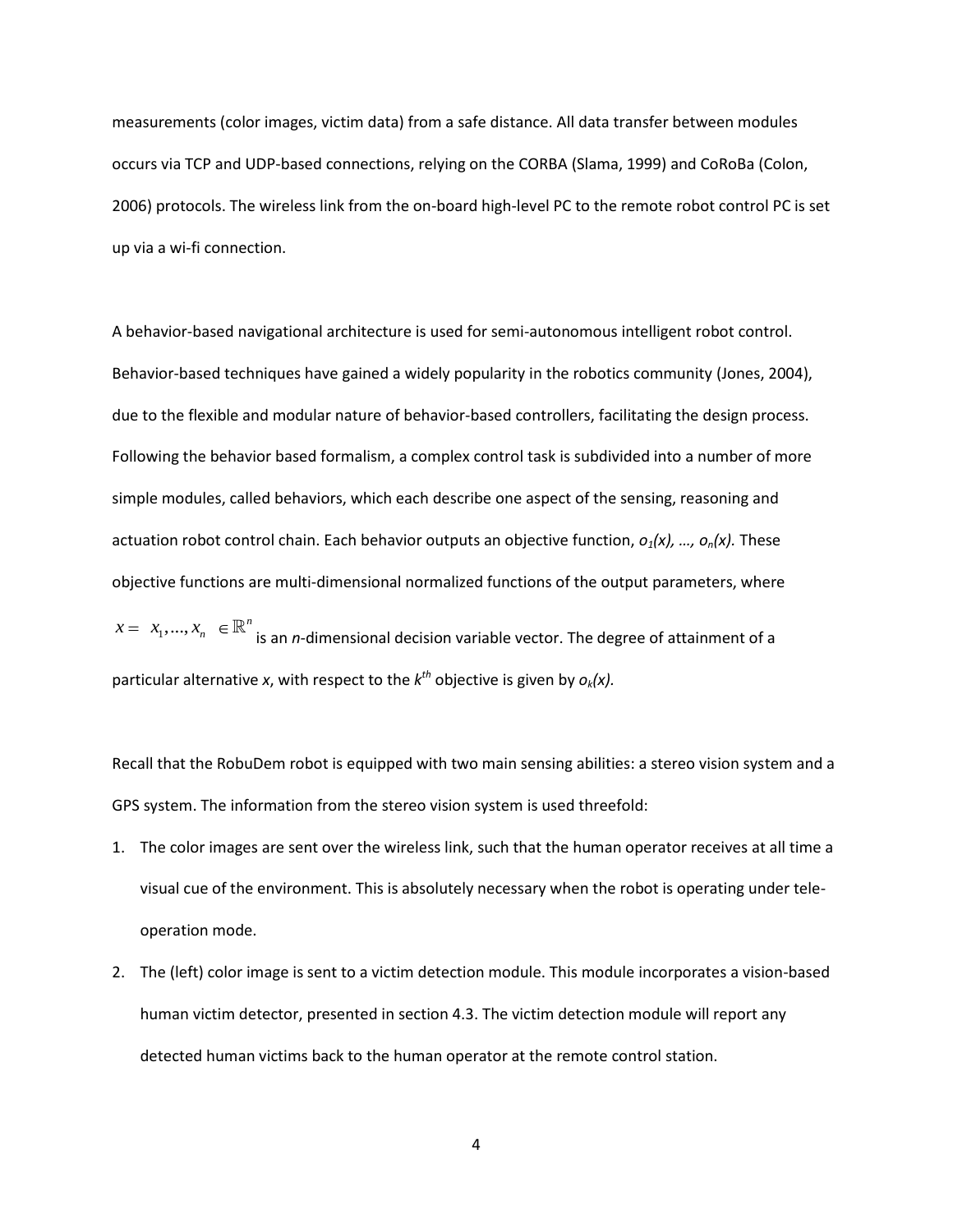measurements (color images, victim data) from a safe distance. All data transfer between modules occurs via TCP and UDP-based connections, relying on the CORBA (Slama, 1999) and CoRoBa (Colon, 2006) protocols. The wireless link from the on-board high-level PC to the remote robot control PC is set up via a wi-fi connection.

A behavior-based navigational architecture is used for semi-autonomous intelligent robot control. Behavior-based techniques have gained a widely popularity in the robotics community (Jones, 2004), due to the flexible and modular nature of behavior-based controllers, facilitating the design process. Following the behavior based formalism, a complex control task is subdivided into a number of more simple modules, called behaviors, which each describe one aspect of the sensing, reasoning and actuation robot control chain. Each behavior outputs an objective function, $o_1(x), \ldots, o_n(x)$. These objective functions are multi-dimensional normalized functions of the output parameters, where $x = x_1, \ldots, x_n \in \mathbb{R}^n$ is an *n*-dimensional decision variable vector. The degree of attainment of a particular alternative *x*, with respect to the $k^{th}$ objective is given by $o_k(x)$.

Recall that the RobuDem robot is equipped with two main sensing abilities: a stereo vision system and a GPS system. The information from the stereo vision system is used threefold:

1. The color images are sent over the wireless link, such that the human operator receives at all time a visual cue of the environment. This is absolutely necessary when the robot is operating under tele-operation mode.
2. The (left) color image is sent to a victim detection module. This module incorporates a vision-based human victim detector, presented in section 4.3. The victim detection module will report any detected human victims back to the human operator at the remote control station.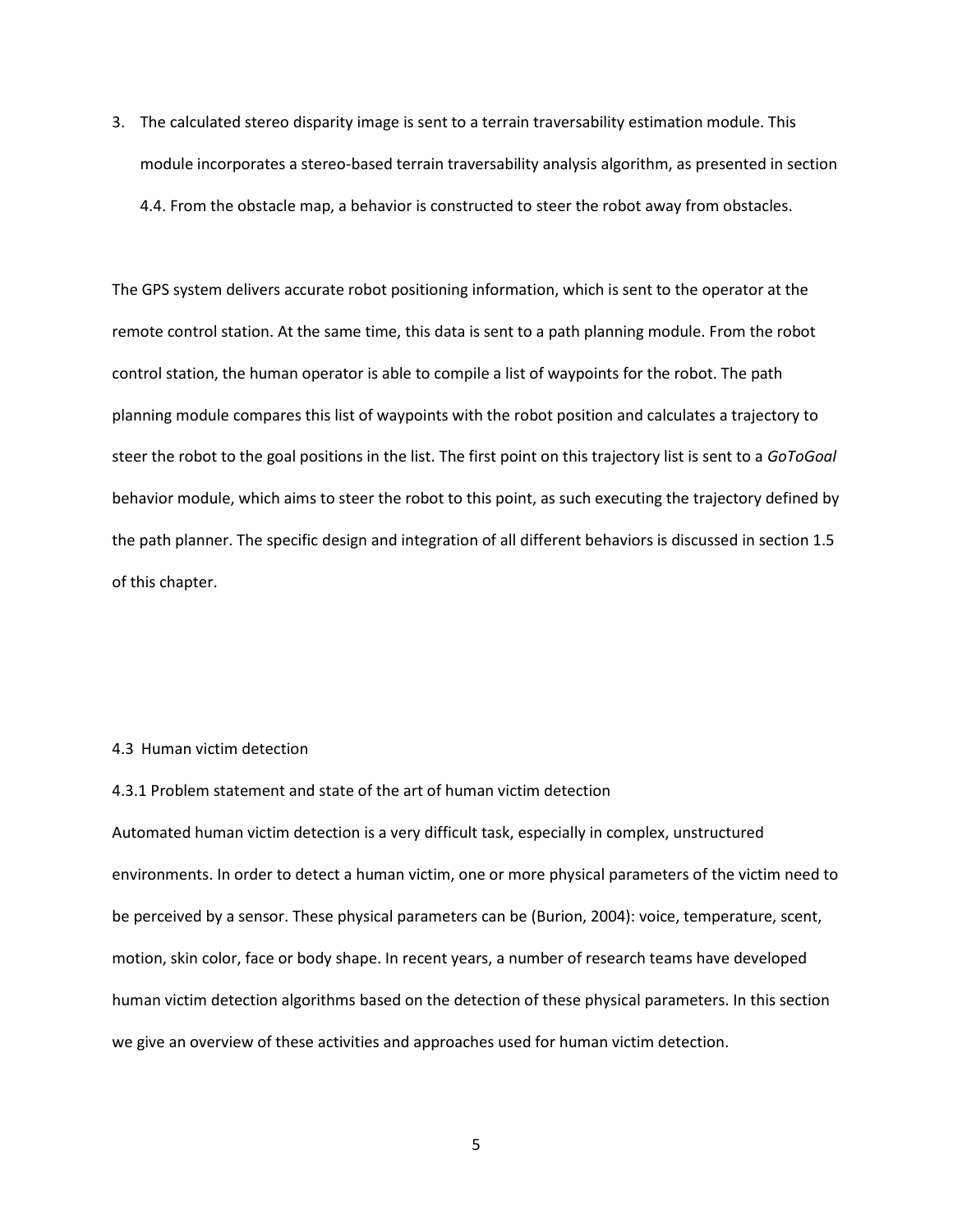3. The calculated stereo disparity image is sent to a terrain traversability estimation module. This module incorporates a stereo-based terrain traversability analysis algorithm, as presented in section 4.4. From the obstacle map, a behavior is constructed to steer the robot away from obstacles.

The GPS system delivers accurate robot positioning information, which is sent to the operator at the remote control station. At the same time, this data is sent to a path planning module. From the robot control station, the human operator is able to compile a list of waypoints for the robot. The path planning module compares this list of waypoints with the robot position and calculates a trajectory to steer the robot to the goal positions in the list. The first point on this trajectory list is sent to a *GoToGoal* behavior module, which aims to steer the robot to this point, as such executing the trajectory defined by the path planner. The specific design and integration of all different behaviors is discussed in section 1.5 of this chapter.

## 4.3 Human victim detection

### 4.3.1 Problem statement and state of the art of human victim detection

Automated human victim detection is a very difficult task, especially in complex, unstructured environments. In order to detect a human victim, one or more physical parameters of the victim need to be perceived by a sensor. These physical parameters can be (Burion, 2004): voice, temperature, scent, motion, skin color, face or body shape. In recent years, a number of research teams have developed human victim detection algorithms based on the detection of these physical parameters. In this section we give an overview of these activities and approaches used for human victim detection.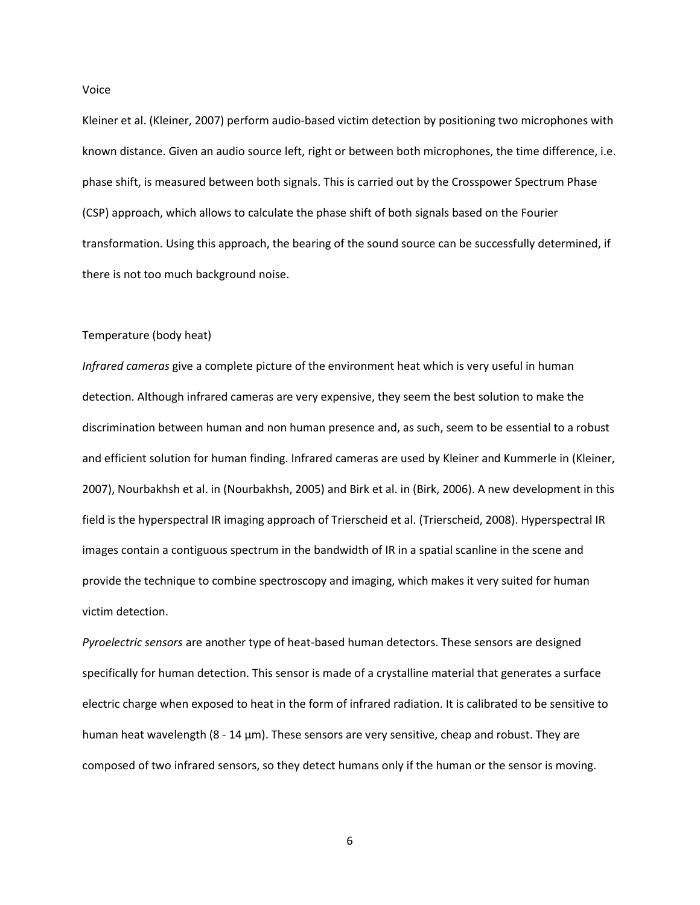### Voice

Kleiner et al. (Kleiner, 2007) perform audio-based victim detection by positioning two microphones with known distance. Given an audio source left, right or between both microphones, the time difference, i.e. phase shift, is measured between both signals. This is carried out by the Crosspower Spectrum Phase (CSP) approach, which allows to calculate the phase shift of both signals based on the Fourier transformation. Using this approach, the bearing of the sound source can be successfully determined, if there is not too much background noise.

### Temperature (body heat)

*Infrared cameras* give a complete picture of the environment heat which is very useful in human detection. Although infrared cameras are very expensive, they seem the best solution to make the discrimination between human and non human presence and, as such, seem to be essential to a robust and efficient solution for human finding. Infrared cameras are used by Kleiner and Kummerle in (Kleiner, 2007), Nourbakhsh et al. in (Nourbakhsh, 2005) and Birk et al. in (Birk, 2006). A new development in this field is the hyperspectral IR imaging approach of Trierscheid et al. (Trierscheid, 2008). Hyperspectral IR images contain a contiguous spectrum in the bandwidth of IR in a spatial scanline in the scene and provide the technique to combine spectroscopy and imaging, which makes it very suited for human victim detection.

*Pyroelectric sensors* are another type of heat-based human detectors. These sensors are designed specifically for human detection. This sensor is made of a crystalline material that generates a surface electric charge when exposed to heat in the form of infrared radiation. It is calibrated to be sensitive to human heat wavelength (8 - 14 µm). These sensors are very sensitive, cheap and robust. They are composed of two infrared sensors, so they detect humans only if the human or the sensor is moving.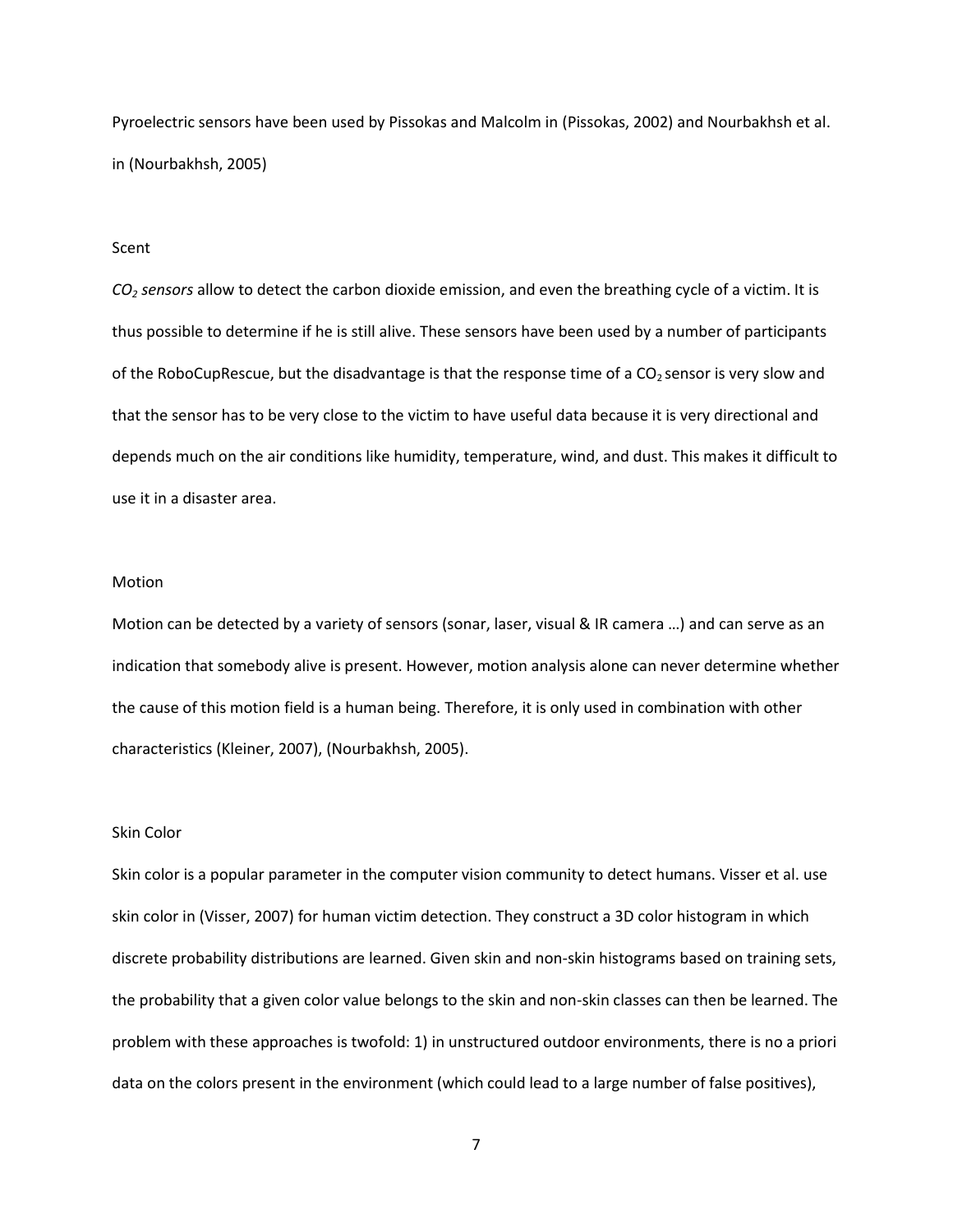Pyroelectric sensors have been used by Pissokas and Malcolm in (Pissokas, 2002) and Nourbakhsh et al. in (Nourbakhsh, 2005)

### Scent

*$CO_2$ sensors* allow to detect the carbon dioxide emission, and even the breathing cycle of a victim. It is thus possible to determine if he is still alive. These sensors have been used by a number of participants of the RoboCupRescue, but the disadvantage is that the response time of a $CO_2$ sensor is very slow and that the sensor has to be very close to the victim to have useful data because it is very directional and depends much on the air conditions like humidity, temperature, wind, and dust. This makes it difficult to use it in a disaster area.

### Motion

Motion can be detected by a variety of sensors (sonar, laser, visual & IR camera …) and can serve as an indication that somebody alive is present. However, motion analysis alone can never determine whether the cause of this motion field is a human being. Therefore, it is only used in combination with other characteristics (Kleiner, 2007), (Nourbakhsh, 2005).

### Skin Color

Skin color is a popular parameter in the computer vision community to detect humans. Visser et al. use skin color in (Visser, 2007) for human victim detection. They construct a 3D color histogram in which discrete probability distributions are learned. Given skin and non-skin histograms based on training sets, the probability that a given color value belongs to the skin and non-skin classes can then be learned. The problem with these approaches is twofold: 1) in unstructured outdoor environments, there is no a priori data on the colors present in the environment (which could lead to a large number of false positives),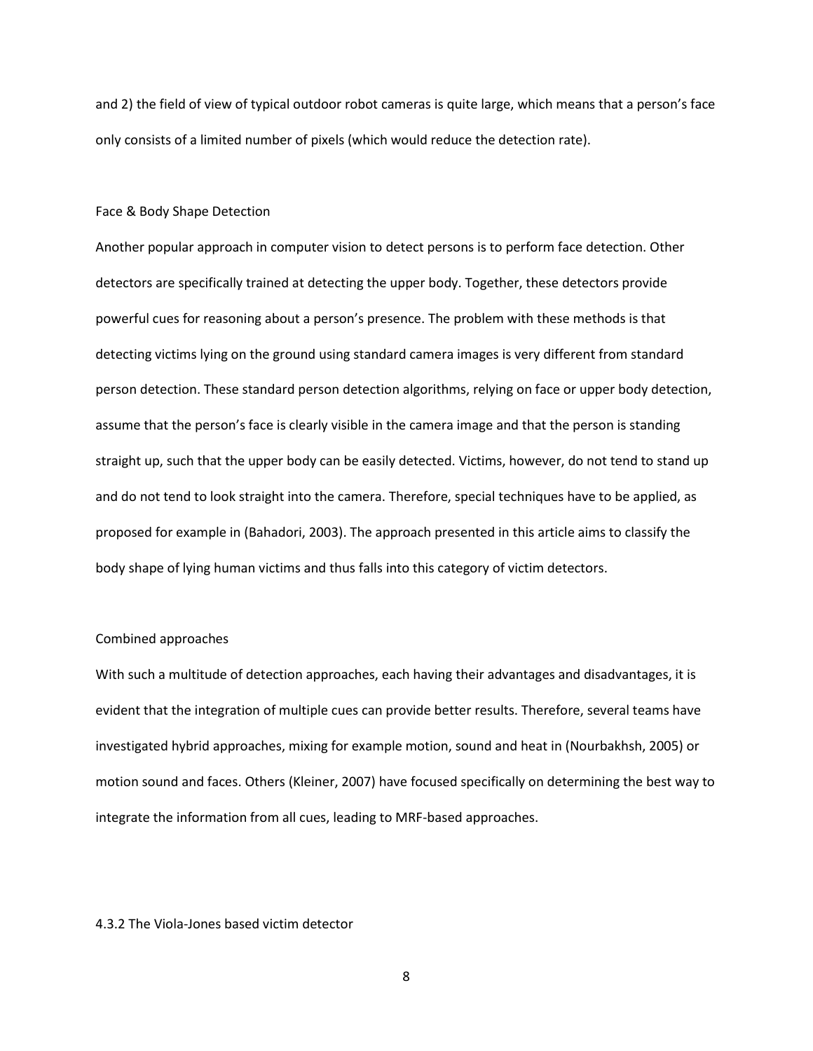and 2) the field of view of typical outdoor robot cameras is quite large, which means that a person's face only consists of a limited number of pixels (which would reduce the detection rate).

### Face & Body Shape Detection

Another popular approach in computer vision to detect persons is to perform face detection. Other detectors are specifically trained at detecting the upper body. Together, these detectors provide powerful cues for reasoning about a person's presence. The problem with these methods is that detecting victims lying on the ground using standard camera images is very different from standard person detection. These standard person detection algorithms, relying on face or upper body detection, assume that the person's face is clearly visible in the camera image and that the person is standing straight up, such that the upper body can be easily detected. Victims, however, do not tend to stand up and do not tend to look straight into the camera. Therefore, special techniques have to be applied, as proposed for example in (Bahadori, 2003). The approach presented in this article aims to classify the body shape of lying human victims and thus falls into this category of victim detectors.

### Combined approaches

With such a multitude of detection approaches, each having their advantages and disadvantages, it is evident that the integration of multiple cues can provide better results. Therefore, several teams have investigated hybrid approaches, mixing for example motion, sound and heat in (Nourbakhsh, 2005) or motion sound and faces. Others (Kleiner, 2007) have focused specifically on determining the best way to integrate the information from all cues, leading to MRF-based approaches.

## 4.3.2 The Viola-Jones based victim detector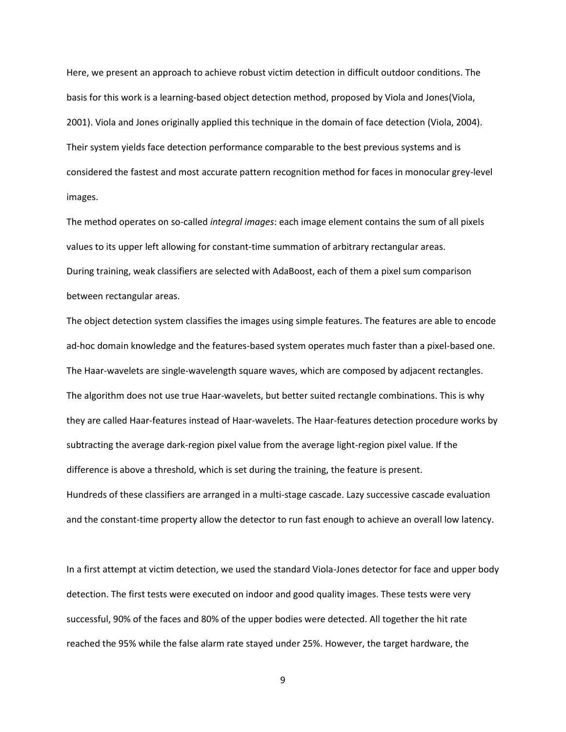Here, we present an approach to achieve robust victim detection in difficult outdoor conditions. The basis for this work is a learning-based object detection method, proposed by Viola and Jones(Viola, 2001). Viola and Jones originally applied this technique in the domain of face detection (Viola, 2004). Their system yields face detection performance comparable to the best previous systems and is considered the fastest and most accurate pattern recognition method for faces in monocular grey-level images.

The method operates on so-called *integral images*: each image element contains the sum of all pixels values to its upper left allowing for constant-time summation of arbitrary rectangular areas.

During training, weak classifiers are selected with AdaBoost, each of them a pixel sum comparison between rectangular areas.

The object detection system classifies the images using simple features. The features are able to encode ad-hoc domain knowledge and the features-based system operates much faster than a pixel-based one. The Haar-wavelets are single-wavelength square waves, which are composed by adjacent rectangles. The algorithm does not use true Haar-wavelets, but better suited rectangle combinations. This is why they are called Haar-features instead of Haar-wavelets. The Haar-features detection procedure works by subtracting the average dark-region pixel value from the average light-region pixel value. If the difference is above a threshold, which is set during the training, the feature is present.

Hundreds of these classifiers are arranged in a multi-stage cascade. Lazy successive cascade evaluation and the constant-time property allow the detector to run fast enough to achieve an overall low latency.

In a first attempt at victim detection, we used the standard Viola-Jones detector for face and upper body detection. The first tests were executed on indoor and good quality images. These tests were very successful, 90% of the faces and 80% of the upper bodies were detected. All together the hit rate reached the 95% while the false alarm rate stayed under 25%. However, the target hardware, the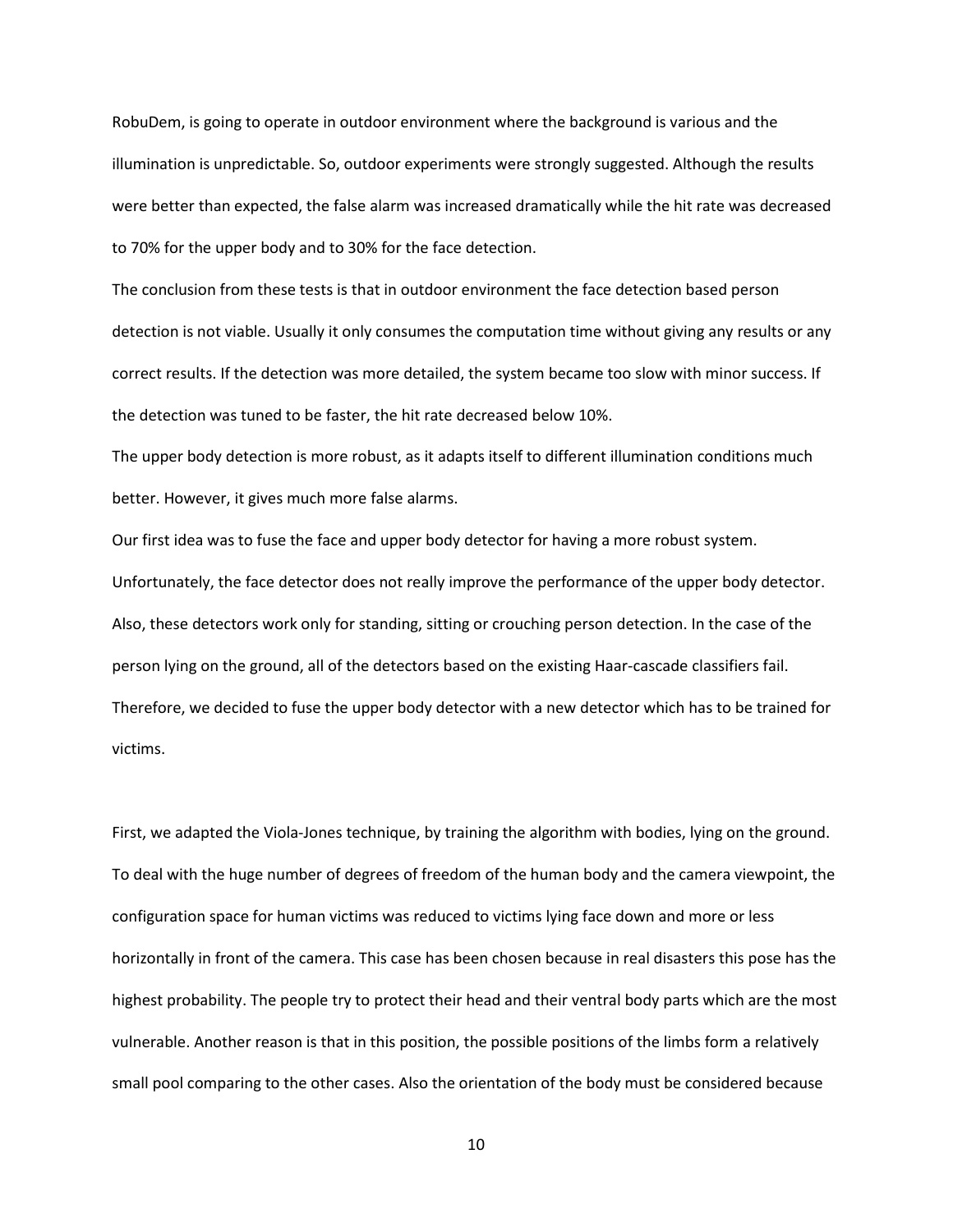RobuDem, is going to operate in outdoor environment where the background is various and the illumination is unpredictable. So, outdoor experiments were strongly suggested. Although the results were better than expected, the false alarm was increased dramatically while the hit rate was decreased to 70% for the upper body and to 30% for the face detection.

The conclusion from these tests is that in outdoor environment the face detection based person detection is not viable. Usually it only consumes the computation time without giving any results or any correct results. If the detection was more detailed, the system became too slow with minor success. If the detection was tuned to be faster, the hit rate decreased below 10%.

The upper body detection is more robust, as it adapts itself to different illumination conditions much better. However, it gives much more false alarms.

Our first idea was to fuse the face and upper body detector for having a more robust system. Unfortunately, the face detector does not really improve the performance of the upper body detector. Also, these detectors work only for standing, sitting or crouching person detection. In the case of the person lying on the ground, all of the detectors based on the existing Haar-cascade classifiers fail. Therefore, we decided to fuse the upper body detector with a new detector which has to be trained for victims.

First, we adapted the Viola-Jones technique, by training the algorithm with bodies, lying on the ground. To deal with the huge number of degrees of freedom of the human body and the camera viewpoint, the configuration space for human victims was reduced to victims lying face down and more or less horizontally in front of the camera. This case has been chosen because in real disasters this pose has the highest probability. The people try to protect their head and their ventral body parts which are the most vulnerable. Another reason is that in this position, the possible positions of the limbs form a relatively small pool comparing to the other cases. Also the orientation of the body must be considered because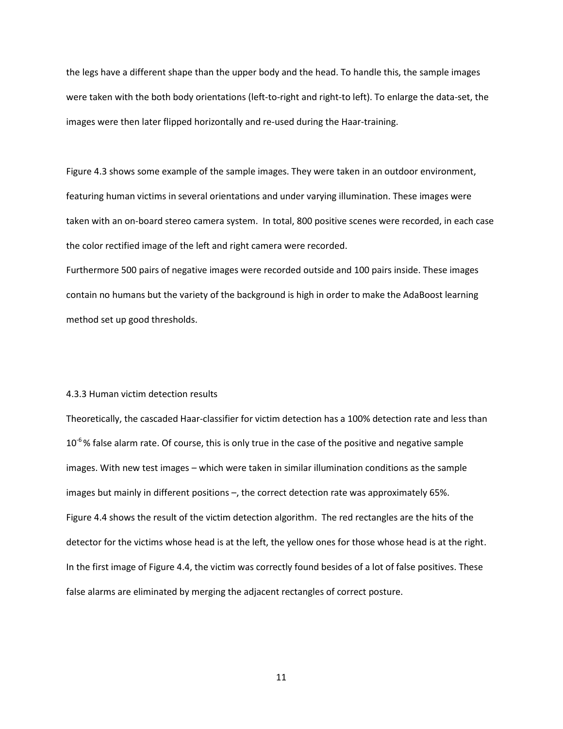the legs have a different shape than the upper body and the head. To handle this, the sample images were taken with the both body orientations (left-to-right and right-to left). To enlarge the data-set, the images were then later flipped horizontally and re-used during the Haar-training.

Figure 4.3 shows some example of the sample images. They were taken in an outdoor environment, featuring human victims in several orientations and under varying illumination. These images were taken with an on-board stereo camera system. In total, 800 positive scenes were recorded, in each case the color rectified image of the left and right camera were recorded.

Furthermore 500 pairs of negative images were recorded outside and 100 pairs inside. These images contain no humans but the variety of the background is high in order to make the AdaBoost learning method set up good thresholds.

### 4.3.3 Human victim detection results

Theoretically, the cascaded Haar-classifier for victim detection has a 100% detection rate and less than $10^{-6}$% false alarm rate. Of course, this is only true in the case of the positive and negative sample images. With new test images – which were taken in similar illumination conditions as the sample images but mainly in different positions –, the correct detection rate was approximately 65%.

Figure 4.4 shows the result of the victim detection algorithm. The red rectangles are the hits of the detector for the victims whose head is at the left, the yellow ones for those whose head is at the right. In the first image of Figure 4.4, the victim was correctly found besides of a lot of false positives. These false alarms are eliminated by merging the adjacent rectangles of correct posture.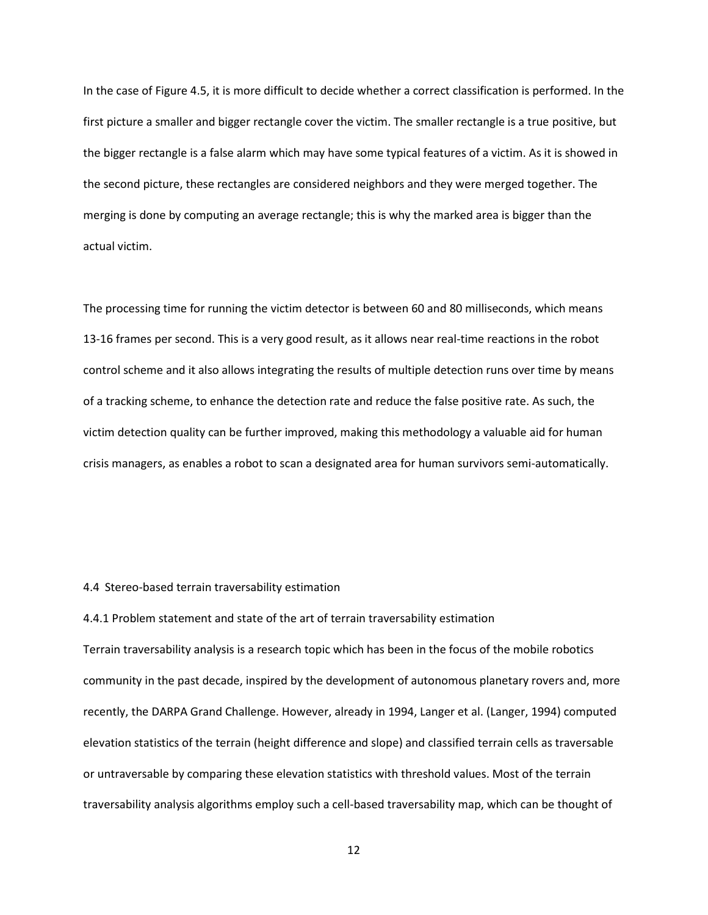In the case of Figure 4.5, it is more difficult to decide whether a correct classification is performed. In the first picture a smaller and bigger rectangle cover the victim. The smaller rectangle is a true positive, but the bigger rectangle is a false alarm which may have some typical features of a victim. As it is showed in the second picture, these rectangles are considered neighbors and they were merged together. The merging is done by computing an average rectangle; this is why the marked area is bigger than the actual victim.

The processing time for running the victim detector is between 60 and 80 milliseconds, which means 13-16 frames per second. This is a very good result, as it allows near real-time reactions in the robot control scheme and it also allows integrating the results of multiple detection runs over time by means of a tracking scheme, to enhance the detection rate and reduce the false positive rate. As such, the victim detection quality can be further improved, making this methodology a valuable aid for human crisis managers, as enables a robot to scan a designated area for human survivors semi-automatically.

## 4.4 Stereo-based terrain traversability estimation

### 4.4.1 Problem statement and state of the art of terrain traversability estimation

Terrain traversability analysis is a research topic which has been in the focus of the mobile robotics community in the past decade, inspired by the development of autonomous planetary rovers and, more recently, the DARPA Grand Challenge. However, already in 1994, Langer et al. (Langer, 1994) computed elevation statistics of the terrain (height difference and slope) and classified terrain cells as traversable or untraversable by comparing these elevation statistics with threshold values. Most of the terrain traversability analysis algorithms employ such a cell-based traversability map, which can be thought of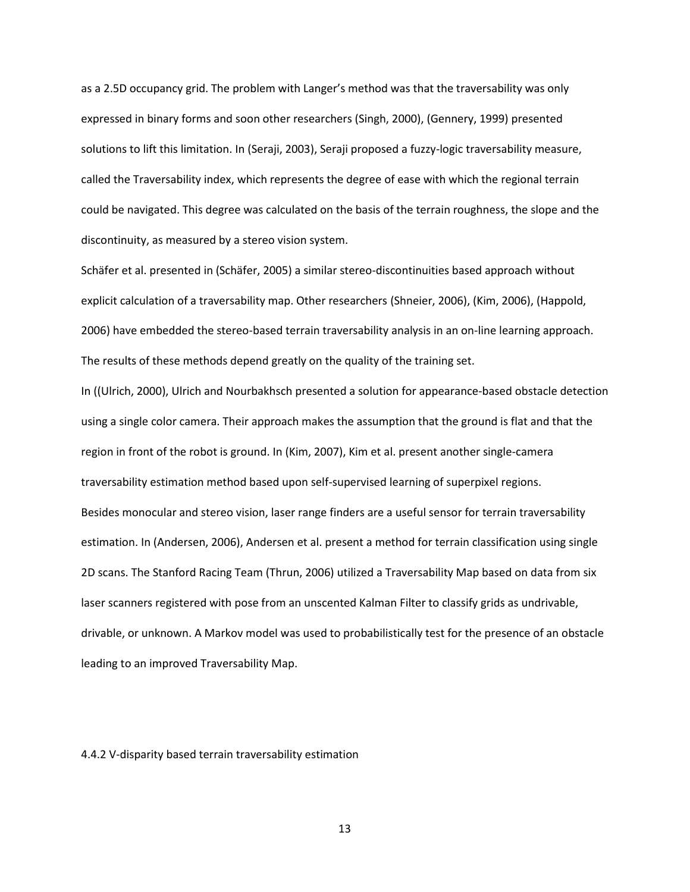as a 2.5D occupancy grid. The problem with Langer's method was that the traversability was only expressed in binary forms and soon other researchers (Singh, 2000), (Gennery, 1999) presented solutions to lift this limitation. In (Seraji, 2003), Seraji proposed a fuzzy-logic traversability measure, called the Traversability index, which represents the degree of ease with which the regional terrain could be navigated. This degree was calculated on the basis of the terrain roughness, the slope and the discontinuity, as measured by a stereo vision system.

Schäfer et al. presented in (Schäfer, 2005) a similar stereo-discontinuities based approach without explicit calculation of a traversability map. Other researchers (Shneier, 2006), (Kim, 2006), (Happold, 2006) have embedded the stereo-based terrain traversability analysis in an on-line learning approach. The results of these methods depend greatly on the quality of the training set.

In ((Ulrich, 2000), Ulrich and Nourbakhsch presented a solution for appearance-based obstacle detection using a single color camera. Their approach makes the assumption that the ground is flat and that the region in front of the robot is ground. In (Kim, 2007), Kim et al. present another single-camera traversability estimation method based upon self-supervised learning of superpixel regions.

Besides monocular and stereo vision, laser range finders are a useful sensor for terrain traversability estimation. In (Andersen, 2006), Andersen et al. present a method for terrain classification using single 2D scans. The Stanford Racing Team (Thrun, 2006) utilized a Traversability Map based on data from six laser scanners registered with pose from an unscented Kalman Filter to classify grids as undrivable, drivable, or unknown. A Markov model was used to probabilistically test for the presence of an obstacle leading to an improved Traversability Map.

#### 4.4.2 V-disparity based terrain traversability estimation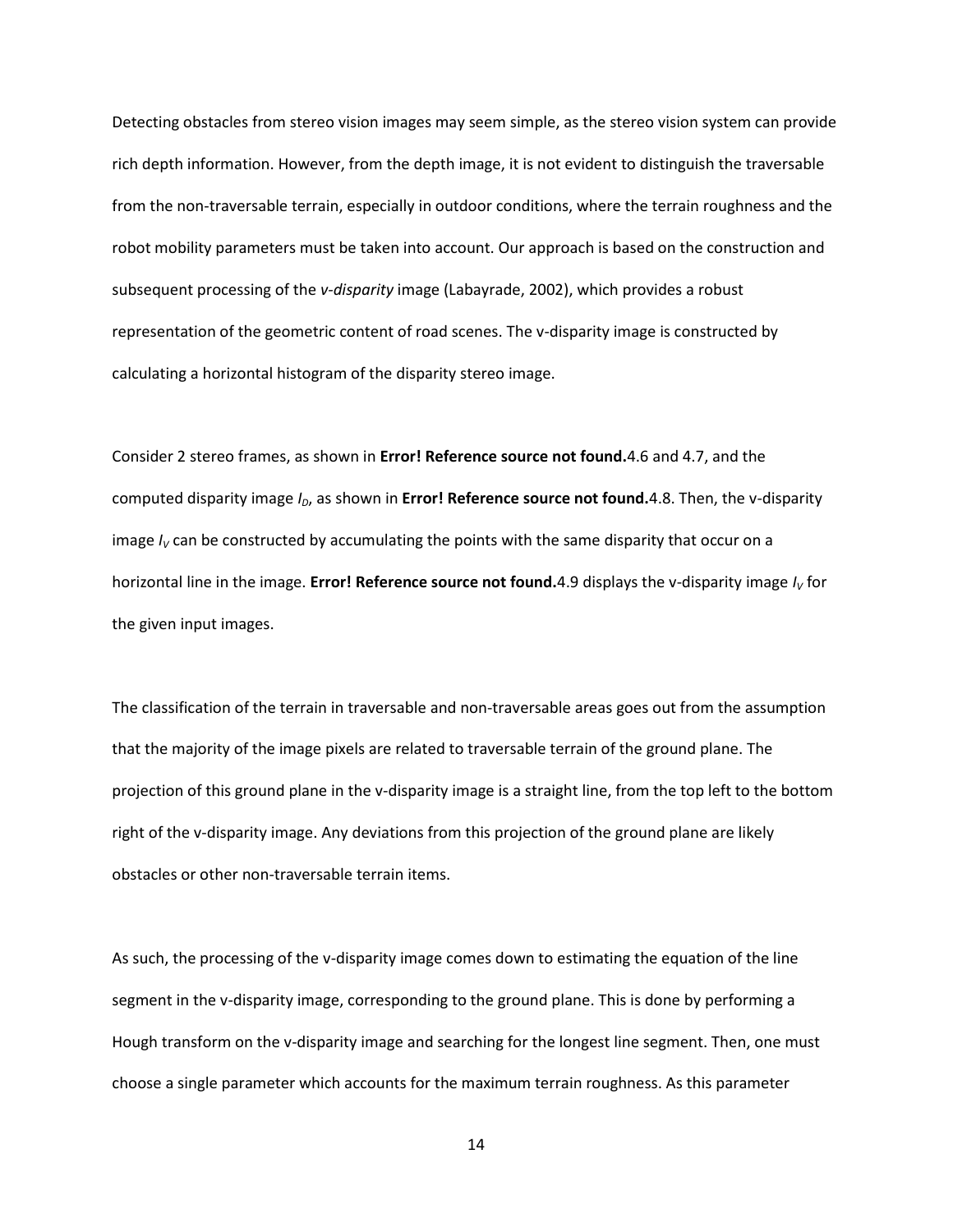Detecting obstacles from stereo vision images may seem simple, as the stereo vision system can provide rich depth information. However, from the depth image, it is not evident to distinguish the traversable from the non-traversable terrain, especially in outdoor conditions, where the terrain roughness and the robot mobility parameters must be taken into account. Our approach is based on the construction and subsequent processing of the *v-disparity* image (Labayrade, 2002), which provides a robust representation of the geometric content of road scenes. The v-disparity image is constructed by calculating a horizontal histogram of the disparity stereo image.

Consider 2 stereo frames, as shown in **Error! Reference source not found.**4.6 and 4.7, and the computed disparity image $I_D$, as shown in **Error! Reference source not found.**4.8. Then, the v-disparity image $I_V$ can be constructed by accumulating the points with the same disparity that occur on a horizontal line in the image. **Error! Reference source not found.**4.9 displays the v-disparity image $I_V$ for the given input images.

The classification of the terrain in traversable and non-traversable areas goes out from the assumption that the majority of the image pixels are related to traversable terrain of the ground plane. The projection of this ground plane in the v-disparity image is a straight line, from the top left to the bottom right of the v-disparity image. Any deviations from this projection of the ground plane are likely obstacles or other non-traversable terrain items.

As such, the processing of the v-disparity image comes down to estimating the equation of the line segment in the v-disparity image, corresponding to the ground plane. This is done by performing a Hough transform on the v-disparity image and searching for the longest line segment. Then, one must choose a single parameter which accounts for the maximum terrain roughness. As this parameter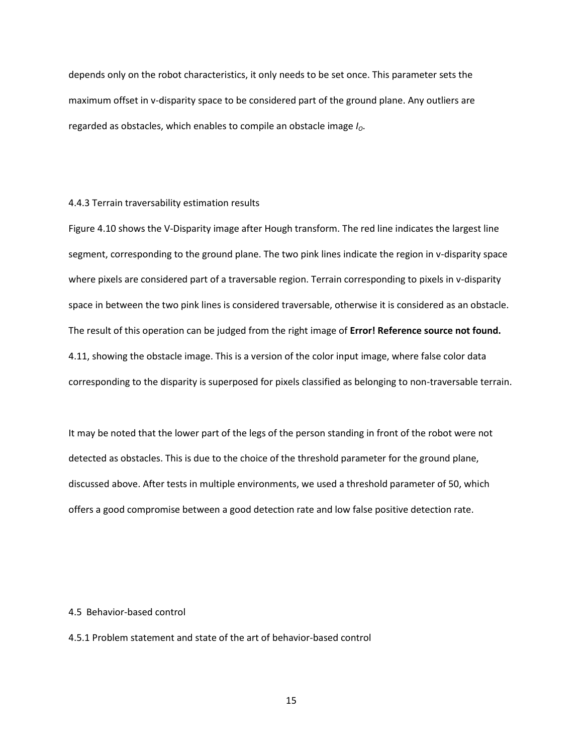depends only on the robot characteristics, it only needs to be set once. This parameter sets the maximum offset in v-disparity space to be considered part of the ground plane. Any outliers are regarded as obstacles, which enables to compile an obstacle image $I_O$.

### 4.4.3 Terrain traversability estimation results

Figure 4.10 shows the V-Disparity image after Hough transform. The red line indicates the largest line segment, corresponding to the ground plane. The two pink lines indicate the region in v-disparity space where pixels are considered part of a traversable region. Terrain corresponding to pixels in v-disparity space in between the two pink lines is considered traversable, otherwise it is considered as an obstacle. The result of this operation can be judged from the right image of **Error! Reference source not found.** 4.11, showing the obstacle image. This is a version of the color input image, where false color data corresponding to the disparity is superposed for pixels classified as belonging to non-traversable terrain.

It may be noted that the lower part of the legs of the person standing in front of the robot were not detected as obstacles. This is due to the choice of the threshold parameter for the ground plane, discussed above. After tests in multiple environments, we used a threshold parameter of 50, which offers a good compromise between a good detection rate and low false positive detection rate.

## 4.5 Behavior-based control

### 4.5.1 Problem statement and state of the art of behavior-based control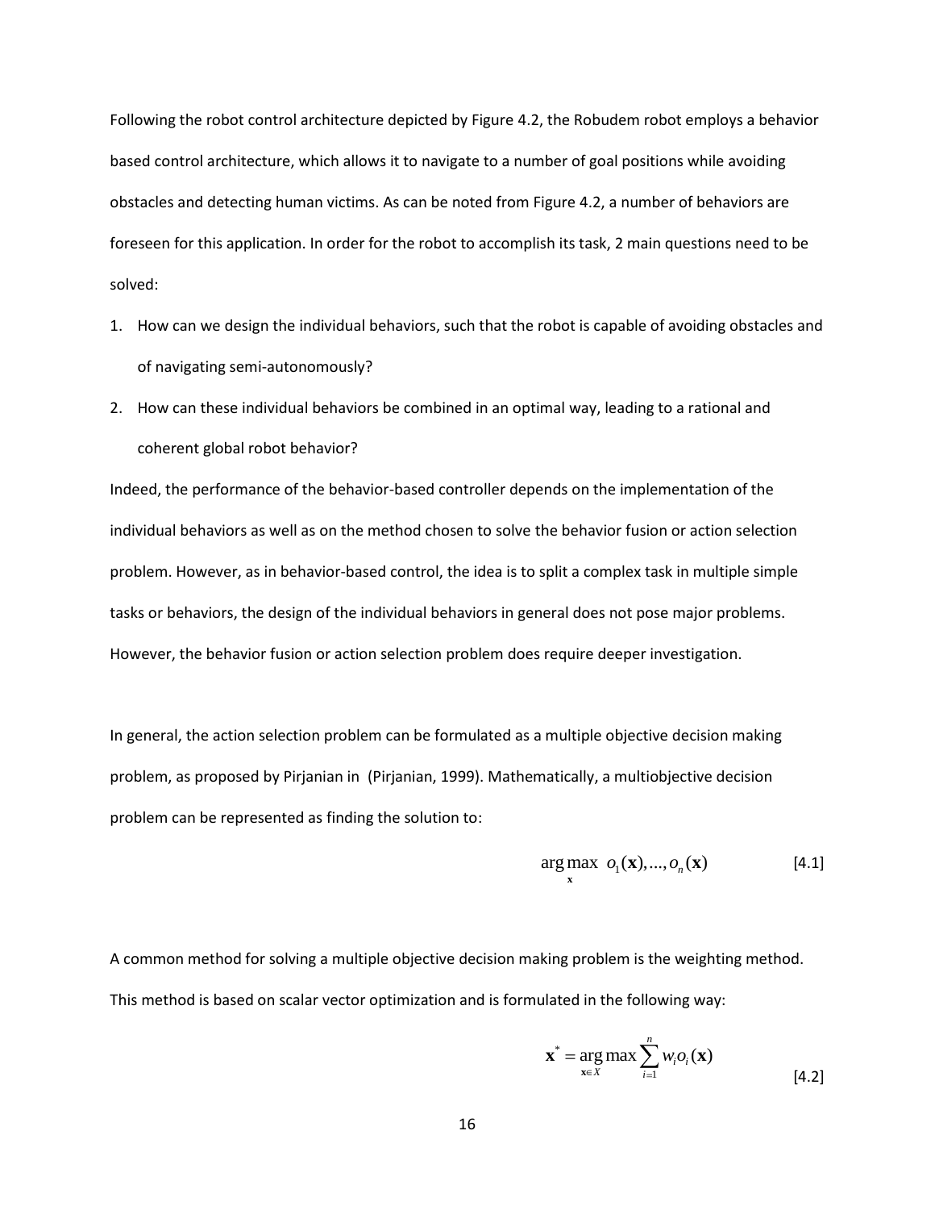Following the robot control architecture depicted by Figure 4.2, the Robudem robot employs a behavior based control architecture, which allows it to navigate to a number of goal positions while avoiding obstacles and detecting human victims. As can be noted from Figure 4.2, a number of behaviors are foreseen for this application. In order for the robot to accomplish its task, 2 main questions need to be solved:

1. How can we design the individual behaviors, such that the robot is capable of avoiding obstacles and of navigating semi-autonomously?
2. How can these individual behaviors be combined in an optimal way, leading to a rational and coherent global robot behavior?

Indeed, the performance of the behavior-based controller depends on the implementation of the individual behaviors as well as on the method chosen to solve the behavior fusion or action selection problem. However, as in behavior-based control, the idea is to split a complex task in multiple simple tasks or behaviors, the design of the individual behaviors in general does not pose major problems. However, the behavior fusion or action selection problem does require deeper investigation.

In general, the action selection problem can be formulated as a multiple objective decision making problem, as proposed by Pirjanian in (Pirjanian, 1999). Mathematically, a multiobjective decision problem can be represented as finding the solution to:

$$\arg\max_{\mathbf{x}} \; o_1(\mathbf{x}), \ldots, o_n(\mathbf{x}) \qquad [4.1]$$

A common method for solving a multiple objective decision making problem is the weighting method. This method is based on scalar vector optimization and is formulated in the following way:

$$\mathbf{x}^* = \arg\max_{\mathbf{x} \in X} \sum_{i=1}^{n} w_i o_i(\mathbf{x}) \qquad [4.2]$$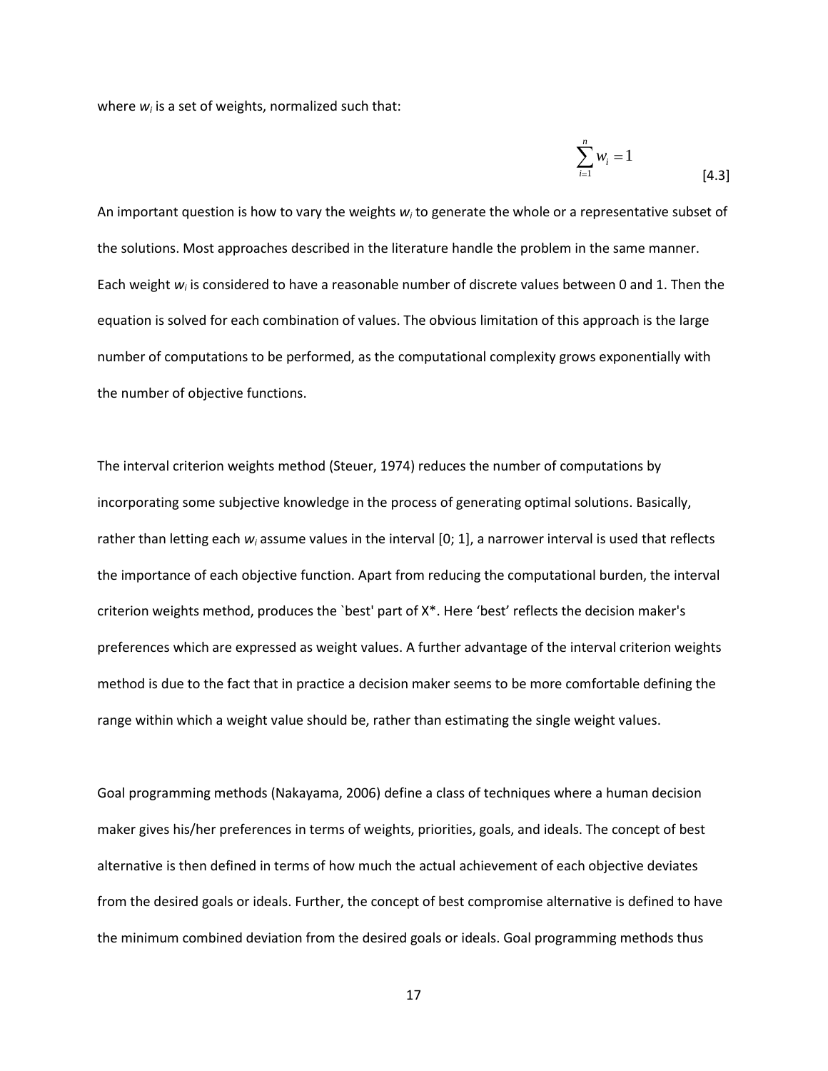where $w_i$ is a set of weights, normalized such that:

$$\sum_{i=1}^{n} w_i = 1 \qquad [4.3]$$

An important question is how to vary the weights $w_i$ to generate the whole or a representative subset of the solutions. Most approaches described in the literature handle the problem in the same manner. Each weight $w_i$ is considered to have a reasonable number of discrete values between 0 and 1. Then the equation is solved for each combination of values. The obvious limitation of this approach is the large number of computations to be performed, as the computational complexity grows exponentially with the number of objective functions.

The interval criterion weights method (Steuer, 1974) reduces the number of computations by incorporating some subjective knowledge in the process of generating optimal solutions. Basically, rather than letting each $w_i$ assume values in the interval [0; 1], a narrower interval is used that reflects the importance of each objective function. Apart from reducing the computational burden, the interval criterion weights method, produces the `best' part of X*. Here 'best' reflects the decision maker's preferences which are expressed as weight values. A further advantage of the interval criterion weights method is due to the fact that in practice a decision maker seems to be more comfortable defining the range within which a weight value should be, rather than estimating the single weight values.

Goal programming methods (Nakayama, 2006) define a class of techniques where a human decision maker gives his/her preferences in terms of weights, priorities, goals, and ideals. The concept of best alternative is then defined in terms of how much the actual achievement of each objective deviates from the desired goals or ideals. Further, the concept of best compromise alternative is defined to have the minimum combined deviation from the desired goals or ideals. Goal programming methods thus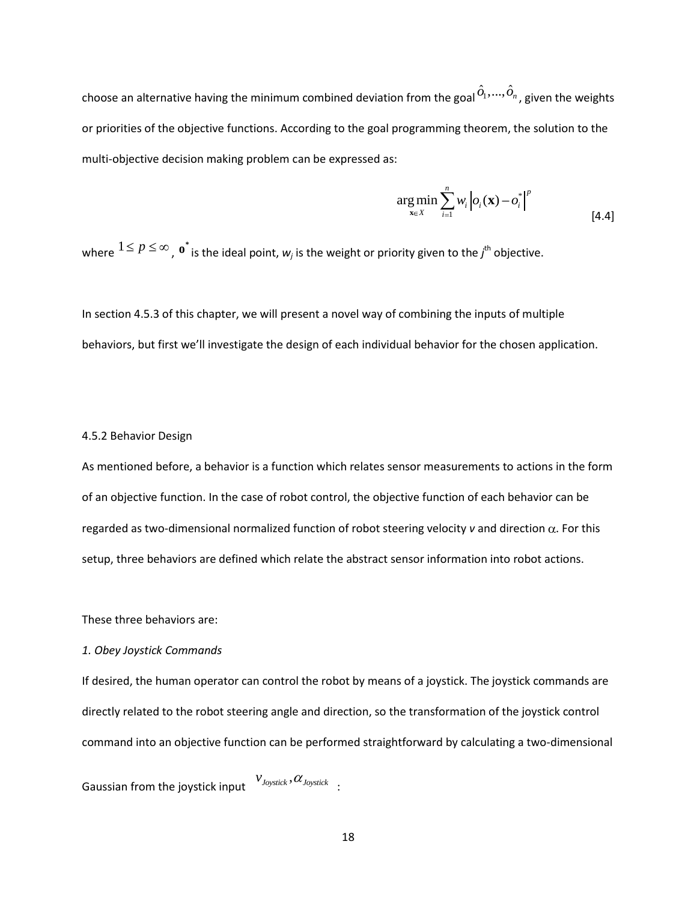choose an alternative having the minimum combined deviation from the goal $\hat{o}_1,\ldots,\hat{o}_n$, given the weights or priorities of the objective functions. According to the goal programming theorem, the solution to the multi-objective decision making problem can be expressed as:

$$\arg\min_{\mathbf{x}\in X} \sum_{i=1}^{n} w_i \left| o_i(\mathbf{x}) - o_i^* \right|^p \tag{4.4}$$

where $1 \leq p \leq \infty$, $\mathbf{o}^*$ is the ideal point, $w_j$ is the weight or priority given to the $j^{\text{th}}$ objective.

In section 4.5.3 of this chapter, we will present a novel way of combining the inputs of multiple behaviors, but first we'll investigate the design of each individual behavior for the chosen application.

### 4.5.2 Behavior Design

As mentioned before, a behavior is a function which relates sensor measurements to actions in the form of an objective function. In the case of robot control, the objective function of each behavior can be regarded as two-dimensional normalized function of robot steering velocity $v$ and direction $\alpha$. For this setup, three behaviors are defined which relate the abstract sensor information into robot actions.

These three behaviors are:

*1. Obey Joystick Commands*

If desired, the human operator can control the robot by means of a joystick. The joystick commands are directly related to the robot steering angle and direction, so the transformation of the joystick control command into an objective function can be performed straightforward by calculating a two-dimensional Gaussian from the joystick input $v_{Joystick}, \alpha_{Joystick}$ :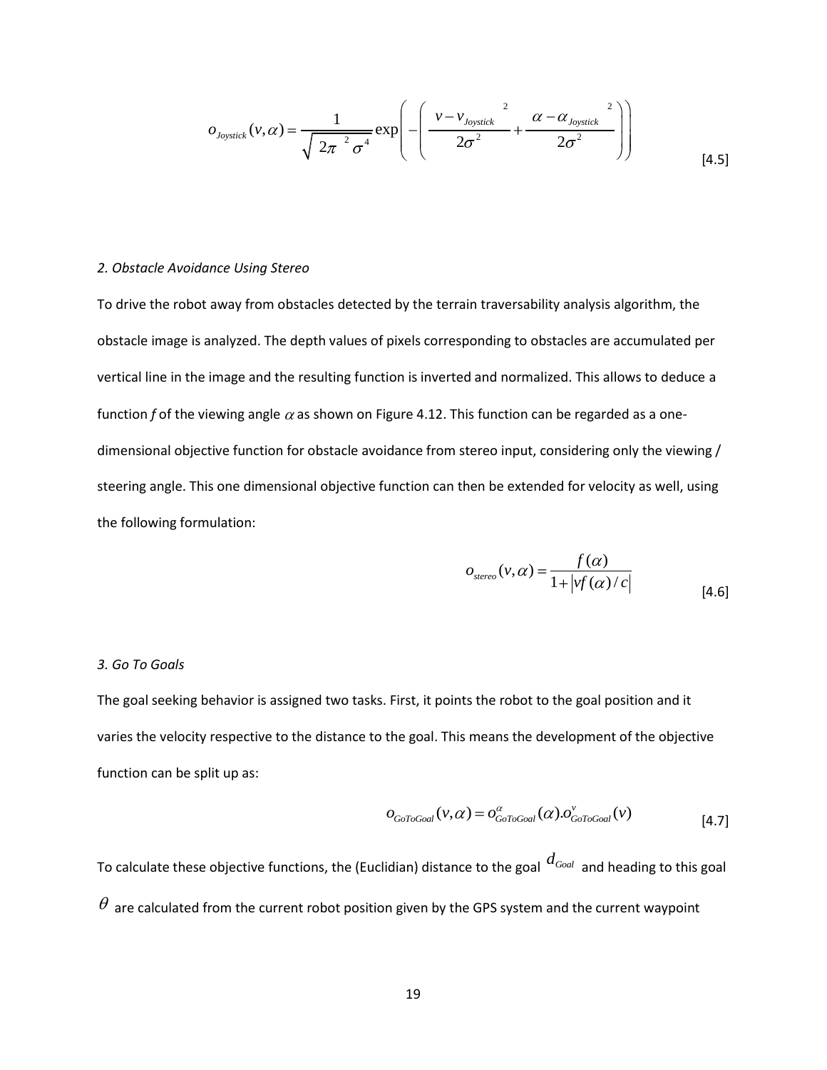$$o_{Joystick}(v,\alpha) = \frac{1}{\sqrt{2\pi^2 \sigma^4}} \exp\left(-\left(\frac{v - v_{Joystick}}{2\sigma^2}^2 + \frac{\alpha - \alpha_{Joystick}}{2\sigma^2}^2\right)\right) \quad [4.5]$$

*2. Obstacle Avoidance Using Stereo*

To drive the robot away from obstacles detected by the terrain traversability analysis algorithm, the obstacle image is analyzed. The depth values of pixels corresponding to obstacles are accumulated per vertical line in the image and the resulting function is inverted and normalized. This allows to deduce a function *f* of the viewing angle $\alpha$ as shown on Figure 4.12. This function can be regarded as a one-dimensional objective function for obstacle avoidance from stereo input, considering only the viewing / steering angle. This one dimensional objective function can then be extended for velocity as well, using the following formulation:

$$o_{stereo}(v,\alpha) = \frac{f(\alpha)}{1 + |vf(\alpha)/c|} \quad [4.6]$$

*3. Go To Goals*

The goal seeking behavior is assigned two tasks. First, it points the robot to the goal position and it varies the velocity respective to the distance to the goal. This means the development of the objective function can be split up as:

$$o_{GoToGoal}(v,\alpha) = o^{\alpha}_{GoToGoal}(\alpha).o^{v}_{GoToGoal}(v) \quad [4.7]$$

To calculate these objective functions, the (Euclidian) distance to the goal $d_{Goal}$ and heading to this goal $\theta$ are calculated from the current robot position given by the GPS system and the current waypoint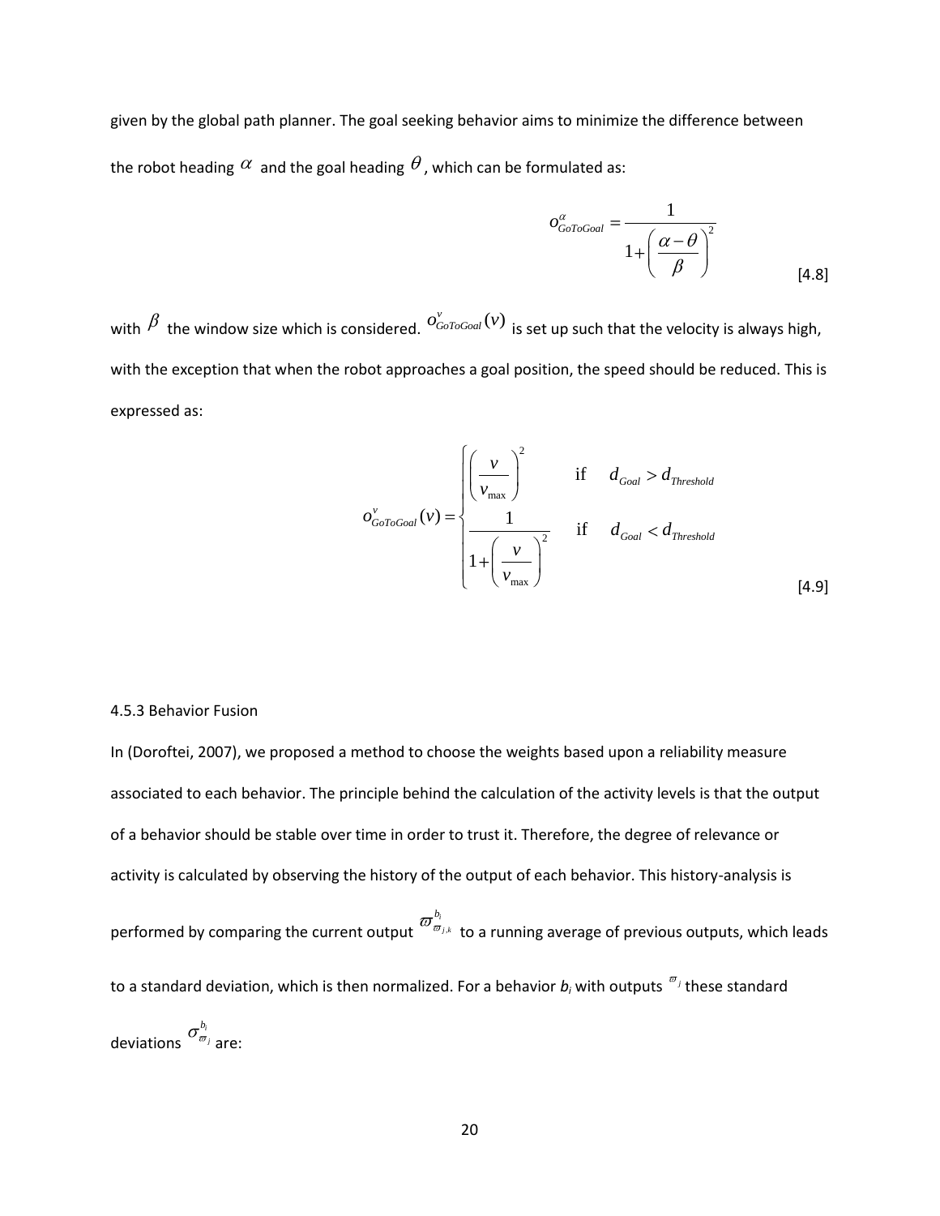given by the global path planner. The goal seeking behavior aims to minimize the difference between the robot heading $\alpha$ and the goal heading $\theta$, which can be formulated as:

$$o_{GoToGoal}^{\alpha} = \frac{1}{1 + \left( \frac{\alpha - \theta}{\beta} \right)^2} \qquad [4.8]$$

with $\beta$ the window size which is considered. $o_{GoToGoal}^{v}(v)$ is set up such that the velocity is always high, with the exception that when the robot approaches a goal position, the speed should be reduced. This is expressed as:

$$o_{GoToGoal}^{v}(v) = \begin{cases} \left( \frac{v}{v_{\max}} \right)^2 & \text{if} \quad d_{Goal} > d_{Threshold} \\ \frac{1}{1 + \left( \frac{v}{v_{\max}} \right)^2} & \text{if} \quad d_{Goal} < d_{Threshold} \end{cases} \qquad [4.9]$$

4.5.3 Behavior Fusion

In (Doroftei, 2007), we proposed a method to choose the weights based upon a reliability measure associated to each behavior. The principle behind the calculation of the activity levels is that the output of a behavior should be stable over time in order to trust it. Therefore, the degree of relevance or activity is calculated by observing the history of the output of each behavior. This history-analysis is performed by comparing the current output $\varpi_{\varpi_{j,k}}^{b_i}$ to a running average of previous outputs, which leads to a standard deviation, which is then normalized. For a behavior $b_i$ with outputs $\varpi_j$ these standard deviations $\sigma_{\varpi_j}^{b_i}$ are: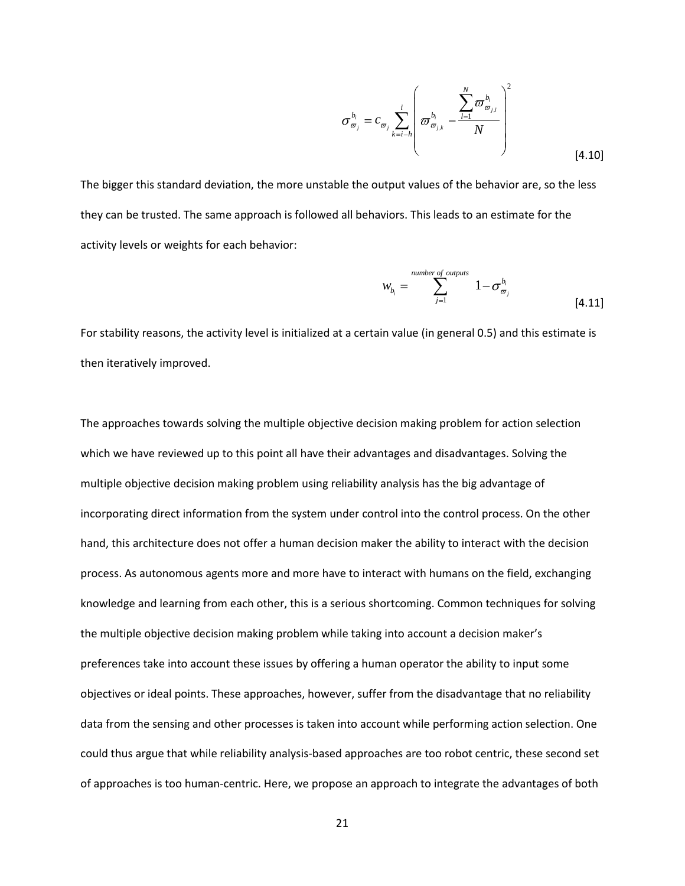$$\sigma_{\varpi_j}^{b_i} = c_{\varpi_j} \sum_{k=i-h}^{i} \left( \varpi_{\varpi_{j,k}}^{b_i} - \frac{\sum_{l=1}^{N} \varpi_{\varpi_{j,l}}^{b_i}}{N} \right)^2 \tag{4.10}$$

The bigger this standard deviation, the more unstable the output values of the behavior are, so the less they can be trusted. The same approach is followed all behaviors. This leads to an estimate for the activity levels or weights for each behavior:

$$w_{b_i} = \sum_{j=1}^{number\ of\ outputs} 1 - \sigma_{\varpi_j}^{b_i} \tag{4.11}$$

For stability reasons, the activity level is initialized at a certain value (in general 0.5) and this estimate is then iteratively improved.

The approaches towards solving the multiple objective decision making problem for action selection which we have reviewed up to this point all have their advantages and disadvantages. Solving the multiple objective decision making problem using reliability analysis has the big advantage of incorporating direct information from the system under control into the control process. On the other hand, this architecture does not offer a human decision maker the ability to interact with the decision process. As autonomous agents more and more have to interact with humans on the field, exchanging knowledge and learning from each other, this is a serious shortcoming. Common techniques for solving the multiple objective decision making problem while taking into account a decision maker's preferences take into account these issues by offering a human operator the ability to input some objectives or ideal points. These approaches, however, suffer from the disadvantage that no reliability data from the sensing and other processes is taken into account while performing action selection. One could thus argue that while reliability analysis-based approaches are too robot centric, these second set of approaches is too human-centric. Here, we propose an approach to integrate the advantages of both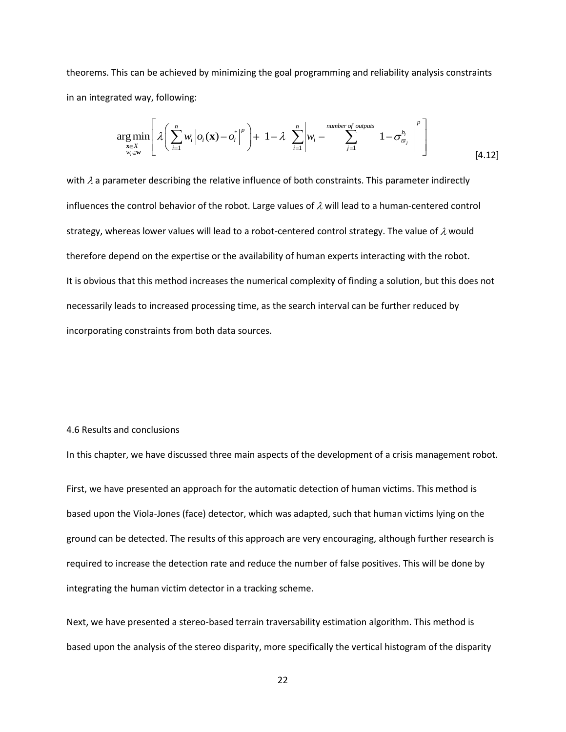theorems. This can be achieved by minimizing the goal programming and reliability analysis constraints in an integrated way, following:

$$
\underset{\substack{\mathbf{x}\in X \\ w_i \in \mathbf{W}}}{\arg\min} \left[ \lambda \left( \sum_{i=1}^{n} w_i \left| o_i(\mathbf{x}) - o_i^* \right|^p \right) + \ 1-\lambda \ \sum_{i=1}^{n} \left| w_i - \sum_{j=1}^{number\ of\ outputs} \ 1-\sigma_{\varpi_j}^{b_i} \ \right|^p \right] \tag{4.12}
$$

with $\lambda$ a parameter describing the relative influence of both constraints. This parameter indirectly influences the control behavior of the robot. Large values of $\lambda$ will lead to a human-centered control strategy, whereas lower values will lead to a robot-centered control strategy. The value of $\lambda$ would therefore depend on the expertise or the availability of human experts interacting with the robot.
It is obvious that this method increases the numerical complexity of finding a solution, but this does not necessarily leads to increased processing time, as the search interval can be further reduced by incorporating constraints from both data sources.

## 4.6 Results and conclusions

In this chapter, we have discussed three main aspects of the development of a crisis management robot.

First, we have presented an approach for the automatic detection of human victims. This method is based upon the Viola-Jones (face) detector, which was adapted, such that human victims lying on the ground can be detected. The results of this approach are very encouraging, although further research is required to increase the detection rate and reduce the number of false positives. This will be done by integrating the human victim detector in a tracking scheme.

Next, we have presented a stereo-based terrain traversability estimation algorithm. This method is based upon the analysis of the stereo disparity, more specifically the vertical histogram of the disparity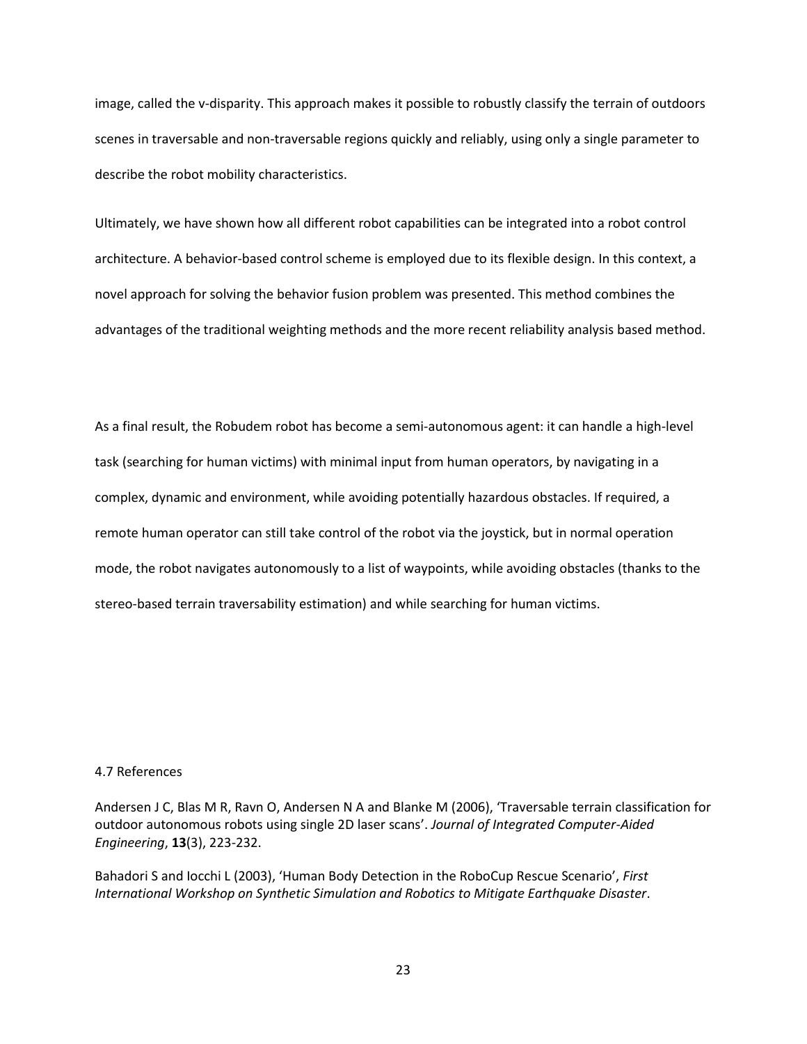image, called the v-disparity. This approach makes it possible to robustly classify the terrain of outdoors scenes in traversable and non-traversable regions quickly and reliably, using only a single parameter to describe the robot mobility characteristics.

Ultimately, we have shown how all different robot capabilities can be integrated into a robot control architecture. A behavior-based control scheme is employed due to its flexible design. In this context, a novel approach for solving the behavior fusion problem was presented. This method combines the advantages of the traditional weighting methods and the more recent reliability analysis based method.

As a final result, the Robudem robot has become a semi-autonomous agent: it can handle a high-level task (searching for human victims) with minimal input from human operators, by navigating in a complex, dynamic and environment, while avoiding potentially hazardous obstacles. If required, a remote human operator can still take control of the robot via the joystick, but in normal operation mode, the robot navigates autonomously to a list of waypoints, while avoiding obstacles (thanks to the stereo-based terrain traversability estimation) and while searching for human victims.

## 4.7 References

Andersen J C, Blas M R, Ravn O, Andersen N A and Blanke M (2006), 'Traversable terrain classification for outdoor autonomous robots using single 2D laser scans'. *Journal of Integrated Computer-Aided Engineering*, **13**(3), 223-232.

Bahadori S and Iocchi L (2003), 'Human Body Detection in the RoboCup Rescue Scenario', *First International Workshop on Synthetic Simulation and Robotics to Mitigate Earthquake Disaster*.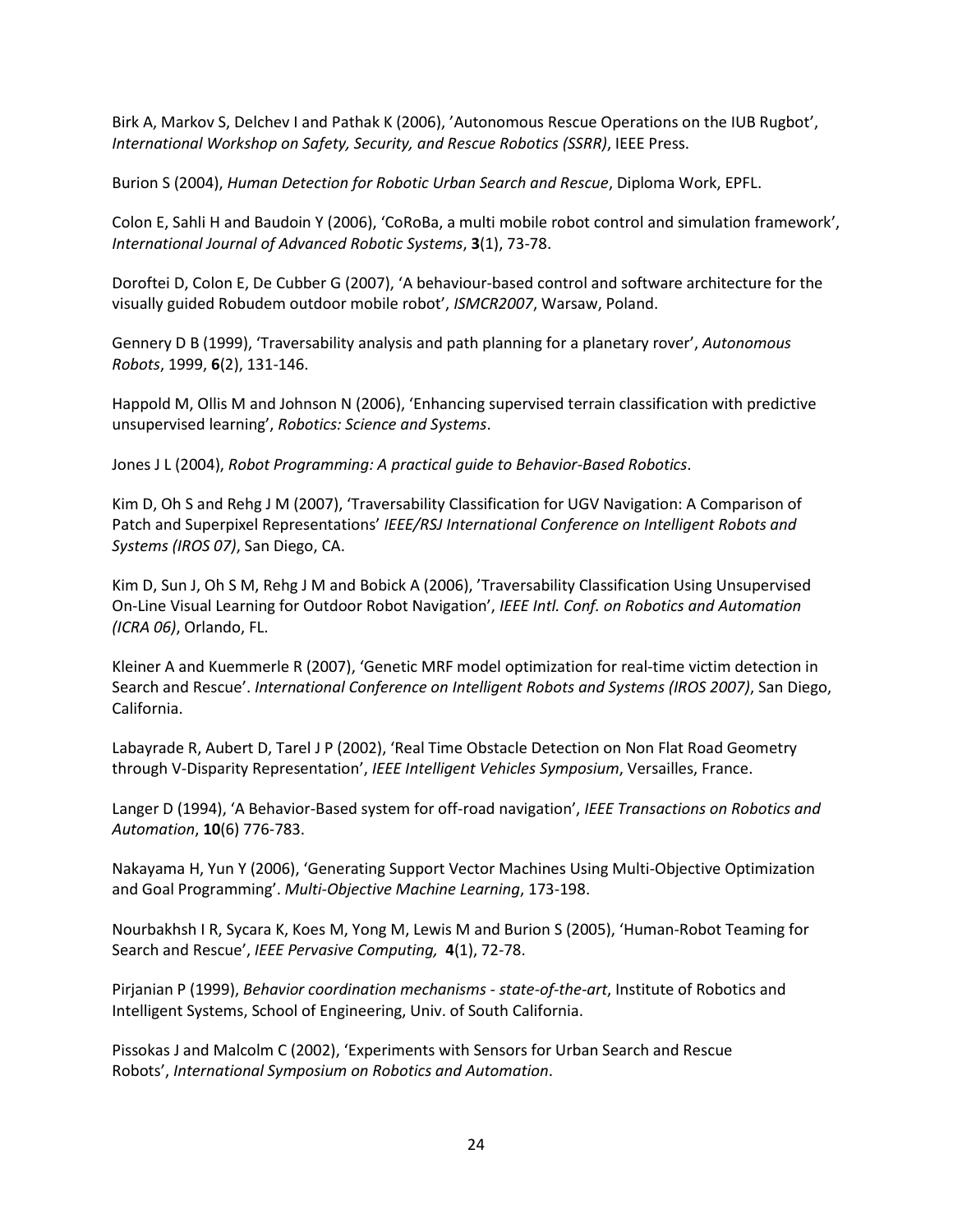Birk A, Markov S, Delchev I and Pathak K (2006), 'Autonomous Rescue Operations on the IUB Rugbot', *International Workshop on Safety, Security, and Rescue Robotics (SSRR)*, IEEE Press.

Burion S (2004), *Human Detection for Robotic Urban Search and Rescue*, Diploma Work, EPFL.

Colon E, Sahli H and Baudoin Y (2006), 'CoRoBa, a multi mobile robot control and simulation framework', *International Journal of Advanced Robotic Systems*, **3**(1), 73-78.

Doroftei D, Colon E, De Cubber G (2007), 'A behaviour-based control and software architecture for the visually guided Robudem outdoor mobile robot', *ISMCR2007*, Warsaw, Poland.

Gennery D B (1999), 'Traversability analysis and path planning for a planetary rover', *Autonomous Robots*, 1999, **6**(2), 131-146.

Happold M, Ollis M and Johnson N (2006), 'Enhancing supervised terrain classification with predictive unsupervised learning', *Robotics: Science and Systems*.

Jones J L (2004), *Robot Programming: A practical guide to Behavior-Based Robotics*.

Kim D, Oh S and Rehg J M (2007), 'Traversability Classification for UGV Navigation: A Comparison of Patch and Superpixel Representations' *IEEE/RSJ International Conference on Intelligent Robots and Systems (IROS 07)*, San Diego, CA.

Kim D, Sun J, Oh S M, Rehg J M and Bobick A (2006), 'Traversability Classification Using Unsupervised On-Line Visual Learning for Outdoor Robot Navigation', *IEEE Intl. Conf. on Robotics and Automation (ICRA 06)*, Orlando, FL.

Kleiner A and Kuemmerle R (2007), 'Genetic MRF model optimization for real-time victim detection in Search and Rescue'. *International Conference on Intelligent Robots and Systems (IROS 2007)*, San Diego, California.

Labayrade R, Aubert D, Tarel J P (2002), 'Real Time Obstacle Detection on Non Flat Road Geometry through V-Disparity Representation', *IEEE Intelligent Vehicles Symposium*, Versailles, France.

Langer D (1994), 'A Behavior-Based system for off-road navigation', *IEEE Transactions on Robotics and Automation*, **10**(6) 776-783.

Nakayama H, Yun Y (2006), 'Generating Support Vector Machines Using Multi-Objective Optimization and Goal Programming'. *Multi-Objective Machine Learning*, 173-198.

Nourbakhsh I R, Sycara K, Koes M, Yong M, Lewis M and Burion S (2005), 'Human-Robot Teaming for Search and Rescue', *IEEE Pervasive Computing,* **4**(1), 72-78.

Pirjanian P (1999), *Behavior coordination mechanisms - state-of-the-art*, Institute of Robotics and Intelligent Systems, School of Engineering, Univ. of South California.

Pissokas J and Malcolm C (2002), 'Experiments with Sensors for Urban Search and Rescue Robots', *International Symposium on Robotics and Automation*.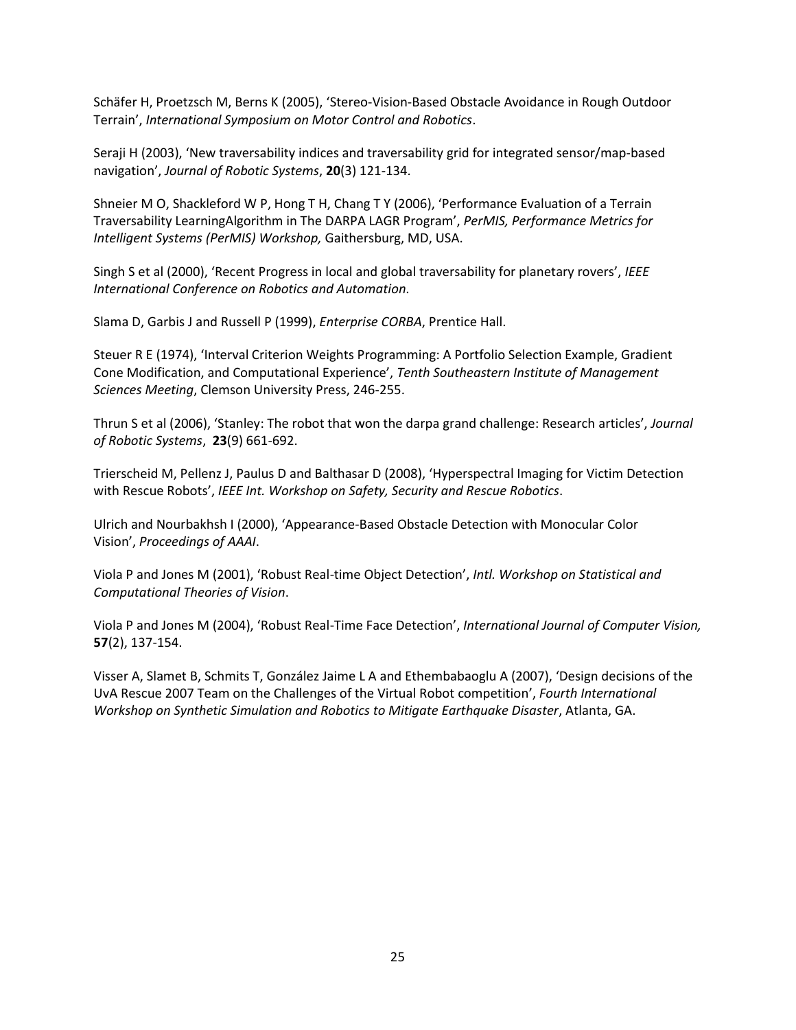Schäfer H, Proetzsch M, Berns K (2005), 'Stereo-Vision-Based Obstacle Avoidance in Rough Outdoor Terrain', *International Symposium on Motor Control and Robotics*.

Seraji H (2003), 'New traversability indices and traversability grid for integrated sensor/map-based navigation', *Journal of Robotic Systems*, **20**(3) 121-134.

Shneier M O, Shackleford W P, Hong T H, Chang T Y (2006), 'Performance Evaluation of a Terrain Traversability LearningAlgorithm in The DARPA LAGR Program', *PerMIS, Performance Metrics for Intelligent Systems (PerMIS) Workshop,* Gaithersburg, MD, USA.

Singh S et al (2000), 'Recent Progress in local and global traversability for planetary rovers', *IEEE International Conference on Robotics and Automation*.

Slama D, Garbis J and Russell P (1999), *Enterprise CORBA*, Prentice Hall.

Steuer R E (1974), 'Interval Criterion Weights Programming: A Portfolio Selection Example, Gradient Cone Modification, and Computational Experience', *Tenth Southeastern Institute of Management Sciences Meeting*, Clemson University Press, 246-255.

Thrun S et al (2006), 'Stanley: The robot that won the darpa grand challenge: Research articles', *Journal of Robotic Systems*, **23**(9) 661-692.

Trierscheid M, Pellenz J, Paulus D and Balthasar D (2008), 'Hyperspectral Imaging for Victim Detection with Rescue Robots', *IEEE Int. Workshop on Safety, Security and Rescue Robotics*.

Ulrich and Nourbakhsh I (2000), 'Appearance-Based Obstacle Detection with Monocular Color Vision', *Proceedings of AAAI*.

Viola P and Jones M (2001), 'Robust Real-time Object Detection', *Intl. Workshop on Statistical and Computational Theories of Vision*.

Viola P and Jones M (2004), 'Robust Real-Time Face Detection', *International Journal of Computer Vision,* **57**(2), 137-154.

Visser A, Slamet B, Schmits T, González Jaime L A and Ethembabaoglu A (2007), 'Design decisions of the UvA Rescue 2007 Team on the Challenges of the Virtual Robot competition', *Fourth International Workshop on Synthetic Simulation and Robotics to Mitigate Earthquake Disaster*, Atlanta, GA.